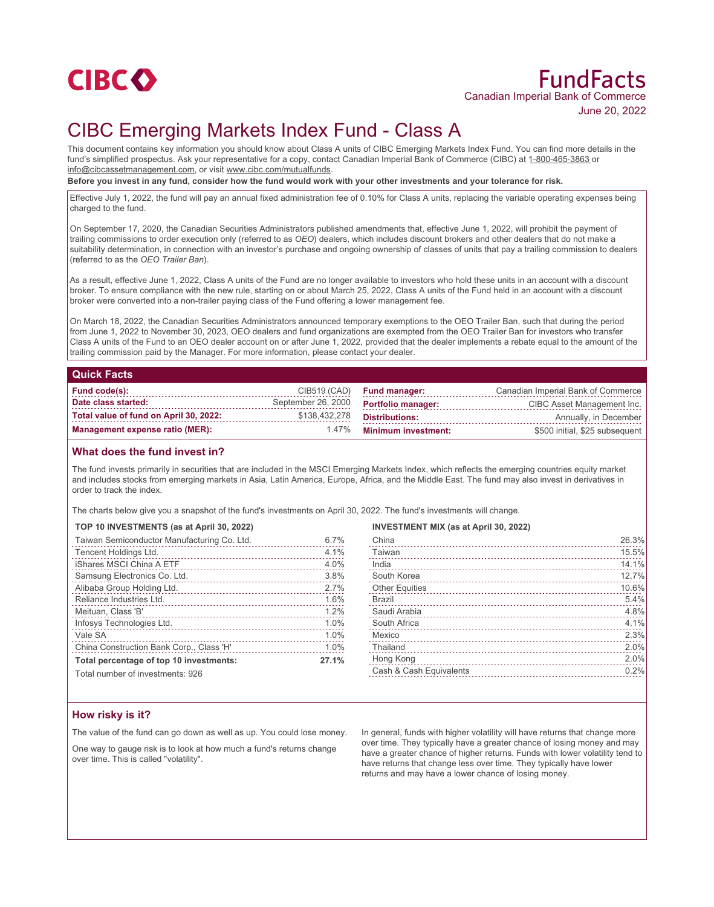# FundFacts

Canadian Imperial Bank of Commerce

June 20, 2022

# CIBC Emerging Markets Index Fund - Class A

This document contains key information you should know about Class A units of CIBC Emerging Markets Index Fund. You can find more details in the fund's simplified prospectus. Ask your representative for a copy, contact Canadian Imperial Bank of Commerce (CIBC) at 1-800-465-3863 or info@cibcassetmanagement.com, or visit www.cibc.com/mutualfunds.

**Before you invest in any fund, consider how the fund would work with your other investments and your tolerance for risk.**

Effective July 1, 2022, the fund will pay an annual fixed administration fee of 0.10% for Class A units, replacing the variable operating expenses being charged to the fund.

On September 17, 2020, the Canadian Securities Administrators published amendments that, effective June 1, 2022, will prohibit the payment of trailing commissions to order execution only (referred to as *OEO*) dealers, which includes discount brokers and other dealers that do not make a suitability determination, in connection with an investor's purchase and ongoing ownership of classes of units that pay a trailing commission to dealers (referred to as the *OEO Trailer Ban*).

As a result, effective June 1, 2022, Class A units of the Fund are no longer available to investors who hold these units in an account with a discount broker. To ensure compliance with the new rule, starting on or about March 25, 2022, Class A units of the Fund held in an account with a discount broker were converted into a non-trailer paying class of the Fund offering a lower management fee.

On March 18, 2022, the Canadian Securities Administrators announced temporary exemptions to the OEO Trailer Ban, such that during the period from June 1, 2022 to November 30, 2023, OEO dealers and fund organizations are exempted from the OEO Trailer Ban for investors who transfer Class A units of the Fund to an OEO dealer account on or after June 1, 2022, provided that the dealer implements a rebate equal to the amount of the trailing commission paid by the Manager. For more information, please contact your dealer.

## Quick Facts

| | | | |
|---|---|---|---|
| **Fund code(s):** | CIB519 (CAD) | **Fund manager:** | Canadian Imperial Bank of Commerce |
| **Date class started:** | September 26, 2000 | **Portfolio manager:** | CIBC Asset Management Inc. |
| **Total value of fund on April 30, 2022:** | $138,432,278 | **Distributions:** | Annually, in December |
| **Management expense ratio (MER):** | 1.47% | **Minimum investment:** | $500 initial, $25 subsequent |

## What does the fund invest in?

The fund invests primarily in securities that are included in the MSCI Emerging Markets Index, which reflects the emerging countries equity market and includes stocks from emerging markets in Asia, Latin America, Europe, Africa, and the Middle East. The fund may also invest in derivatives in order to track the index.

The charts below give you a snapshot of the fund's investments on April 30, 2022. The fund's investments will change.

**TOP 10 INVESTMENTS (as at April 30, 2022)**

| Investment | % |
|---|---|
| Taiwan Semiconductor Manufacturing Co. Ltd. | 6.7% |
| Tencent Holdings Ltd. | 4.1% |
| iShares MSCI China A ETF | 4.0% |
| Samsung Electronics Co. Ltd. | 3.8% |
| Alibaba Group Holding Ltd. | 2.7% |
| Reliance Industries Ltd. | 1.6% |
| Meituan, Class 'B' | 1.2% |
| Infosys Technologies Ltd. | 1.0% |
| Vale SA | 1.0% |
| China Construction Bank Corp., Class 'H' | 1.0% |
| **Total percentage of top 10 investments:** | **27.1%** |

Total number of investments: 926

**INVESTMENT MIX (as at April 30, 2022)**

| Region | % |
|---|---|
| China | 26.3% |
| Taiwan | 15.5% |
| India | 14.1% |
| South Korea | 12.7% |
| Other Equities | 10.6% |
| Brazil | 5.4% |
| Saudi Arabia | 4.8% |
| South Africa | 4.1% |
| Mexico | 2.3% |
| Thailand | 2.0% |
| Hong Kong | 2.0% |
| Cash & Cash Equivalents | 0.2% |

## How risky is it?

The value of the fund can go down as well as up. You could lose money.

One way to gauge risk is to look at how much a fund's returns change over time. This is called "volatility".

In general, funds with higher volatility will have returns that change more over time. They typically have a greater chance of losing money and may have a greater chance of higher returns. Funds with lower volatility tend to have returns that change less over time. They typically have lower returns and may have a lower chance of losing money.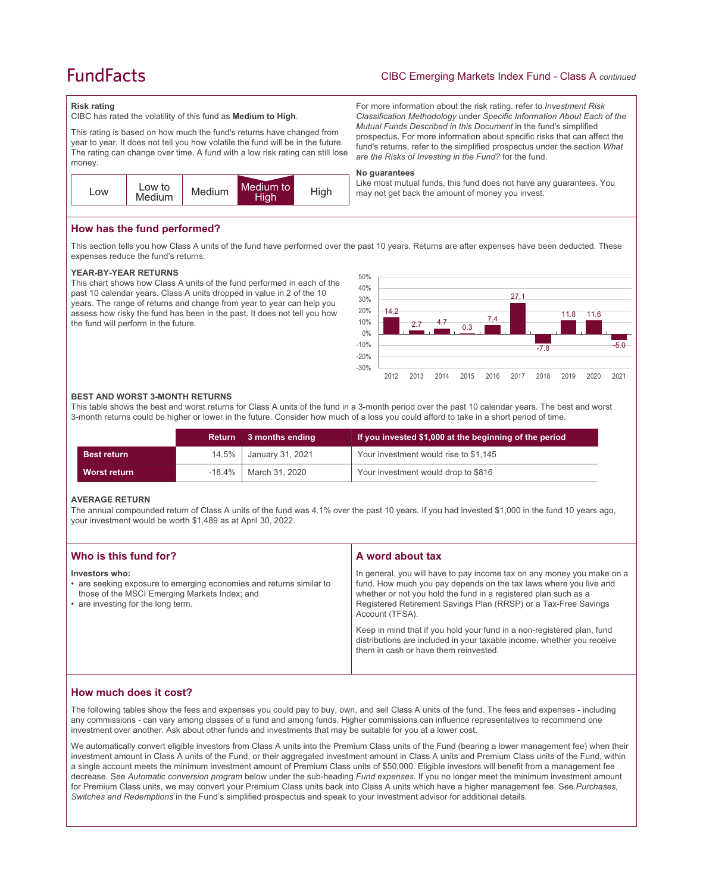## Risk rating

CIBC has rated the volatility of this fund as **Medium to High**.

This rating is based on how much the fund's returns have changed from year to year. It does not tell you how volatile the fund will be in the future. The rating can change over time. A fund with a low risk rating can still lose money.

| Low | Low to Medium | Medium | **Medium to High** | High |
|---|---|---|---|---|

For more information about the risk rating, refer to *Investment Risk Classification Methodology* under *Specific Information About Each of the Mutual Funds Described in this Document* in the fund's simplified prospectus. For more information about specific risks that can affect the fund's returns, refer to the simplified prospectus under the section *What are the Risks of Investing in the Fund?* for the fund.

### No guarantees

Like most mutual funds, this fund does not have any guarantees. You may not get back the amount of money you invest.

## How has the fund performed?

This section tells you how Class A units of the fund have performed over the past 10 years. Returns are after expenses have been deducted. These expenses reduce the fund's returns.

### YEAR-BY-YEAR RETURNS

This chart shows how Class A units of the fund performed in each of the past 10 calendar years. Class A units dropped in value in 2 of the 10 years. The range of returns and change from year to year can help you assess how risky the fund has been in the past. It does not tell you how the fund will perform in the future.

| Year | 2012 | 2013 | 2014 | 2015 | 2016 | 2017 | 2018 | 2019 | 2020 | 2021 |
|---|---|---|---|---|---|---|---|---|---|---|
| Return (%) | 14.2 | 2.7 | 4.7 | 0.3 | 7.4 | 27.1 | -7.8 | 11.8 | 11.6 | -5.0 |

### BEST AND WORST 3-MONTH RETURNS

This table shows the best and worst returns for Class A units of the fund in a 3-month period over the past 10 calendar years. The best and worst 3-month returns could be higher or lower in the future. Consider how much of a loss you could afford to take in a short period of time.

| | Return | 3 months ending | If you invested $1,000 at the beginning of the period |
|---|---|---|---|
| **Best return** | 14.5% | January 31, 2021 | Your investment would rise to $1,145 |
| **Worst return** | -18.4% | March 31, 2020 | Your investment would drop to $816 |

### AVERAGE RETURN

The annual compounded return of Class A units of the fund was 4.1% over the past 10 years. If you had invested $1,000 in the fund 10 years ago, your investment would be worth $1,489 as at April 30, 2022.

## Who is this fund for?

**Investors who:**

- are seeking exposure to emerging economies and returns similar to those of the MSCI Emerging Markets Index; and
- are investing for the long term.

## A word about tax

In general, you will have to pay income tax on any money you make on a fund. How much you pay depends on the tax laws where you live and whether or not you hold the fund in a registered plan such as a Registered Retirement Savings Plan (RRSP) or a Tax-Free Savings Account (TFSA).

Keep in mind that if you hold your fund in a non-registered plan, fund distributions are included in your taxable income, whether you receive them in cash or have them reinvested.

## How much does it cost?

The following tables show the fees and expenses you could pay to buy, own, and sell Class A units of the fund. The fees and expenses - including any commissions - can vary among classes of a fund and among funds. Higher commissions can influence representatives to recommend one investment over another. Ask about other funds and investments that may be suitable for you at a lower cost.

We automatically convert eligible investors from Class A units into the Premium Class units of the Fund (bearing a lower management fee) when their investment amount in Class A units of the Fund, or their aggregated investment amount in Class A units and Premium Class units of the Fund, within a single account meets the minimum investment amount of Premium Class units of $50,000. Eligible investors will benefit from a management fee decrease. See *Automatic conversion program* below under the sub-heading *Fund expenses*. If you no longer meet the minimum investment amount for Premium Class units, we may convert your Premium Class units back into Class A units which have a higher management fee. See *Purchases, Switches and Redemptions* in the Fund's simplified prospectus and speak to your investment advisor for additional details.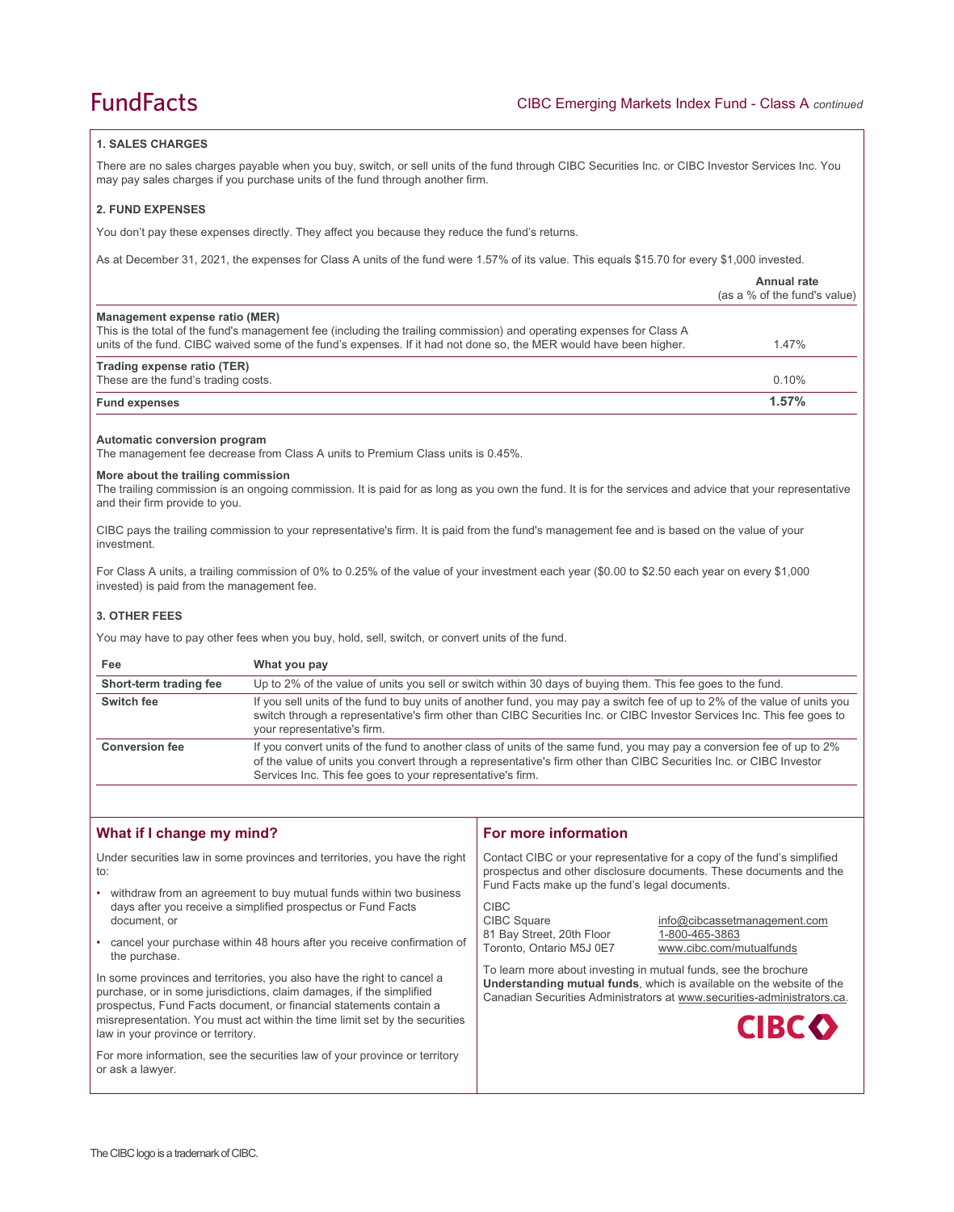## 1. SALES CHARGES

There are no sales charges payable when you buy, switch, or sell units of the fund through CIBC Securities Inc. or CIBC Investor Services Inc. You may pay sales charges if you purchase units of the fund through another firm.

## 2. FUND EXPENSES

You don't pay these expenses directly. They affect you because they reduce the fund's returns.

As at December 31, 2021, the expenses for Class A units of the fund were 1.57% of its value. This equals $15.70 for every $1,000 invested.

| | **Annual rate** (as a % of the fund's value) |
|---|---|
| **Management expense ratio (MER)** This is the total of the fund's management fee (including the trailing commission) and operating expenses for Class A units of the fund. CIBC waived some of the fund's expenses. If it had not done so, the MER would have been higher. | 1.47% |
| **Trading expense ratio (TER)** These are the fund's trading costs. | 0.10% |
| **Fund expenses** | **1.57%** |

**Automatic conversion program**
The management fee decrease from Class A units to Premium Class units is 0.45%.

**More about the trailing commission**
The trailing commission is an ongoing commission. It is paid for as long as you own the fund. It is for the services and advice that your representative and their firm provide to you.

CIBC pays the trailing commission to your representative's firm. It is paid from the fund's management fee and is based on the value of your investment.

For Class A units, a trailing commission of 0% to 0.25% of the value of your investment each year ($0.00 to $2.50 each year on every $1,000 invested) is paid from the management fee.

## 3. OTHER FEES

You may have to pay other fees when you buy, hold, sell, switch, or convert units of the fund.

| Fee | What you pay |
|---|---|
| **Short-term trading fee** | Up to 2% of the value of units you sell or switch within 30 days of buying them. This fee goes to the fund. |
| **Switch fee** | If you sell units of the fund to buy units of another fund, you may pay a switch fee of up to 2% of the value of units you switch through a representative's firm other than CIBC Securities Inc. or CIBC Investor Services Inc. This fee goes to your representative's firm. |
| **Conversion fee** | If you convert units of the fund to another class of units of the same fund, you may pay a conversion fee of up to 2% of the value of units you convert through a representative's firm other than CIBC Securities Inc. or CIBC Investor Services Inc. This fee goes to your representative's firm. |

## What if I change my mind?

Under securities law in some provinces and territories, you have the right to:

- withdraw from an agreement to buy mutual funds within two business days after you receive a simplified prospectus or Fund Facts document, or
- cancel your purchase within 48 hours after you receive confirmation of the purchase.

In some provinces and territories, you also have the right to cancel a purchase, or in some jurisdictions, claim damages, if the simplified prospectus, Fund Facts document, or financial statements contain a misrepresentation. You must act within the time limit set by the securities law in your province or territory.

For more information, see the securities law of your province or territory or ask a lawyer.

## For more information

Contact CIBC or your representative for a copy of the fund's simplified prospectus and other disclosure documents. These documents and the Fund Facts make up the fund's legal documents.

CIBC
CIBC Square
81 Bay Street, 20th Floor
Toronto, Ontario M5J 0E7

info@cibcassetmanagement.com
1-800-465-3863
www.cibc.com/mutualfunds

To learn more about investing in mutual funds, see the brochure **Understanding mutual funds**, which is available on the website of the Canadian Securities Administrators at www.securities-administrators.ca.

The CIBC logo is a trademark of CIBC.